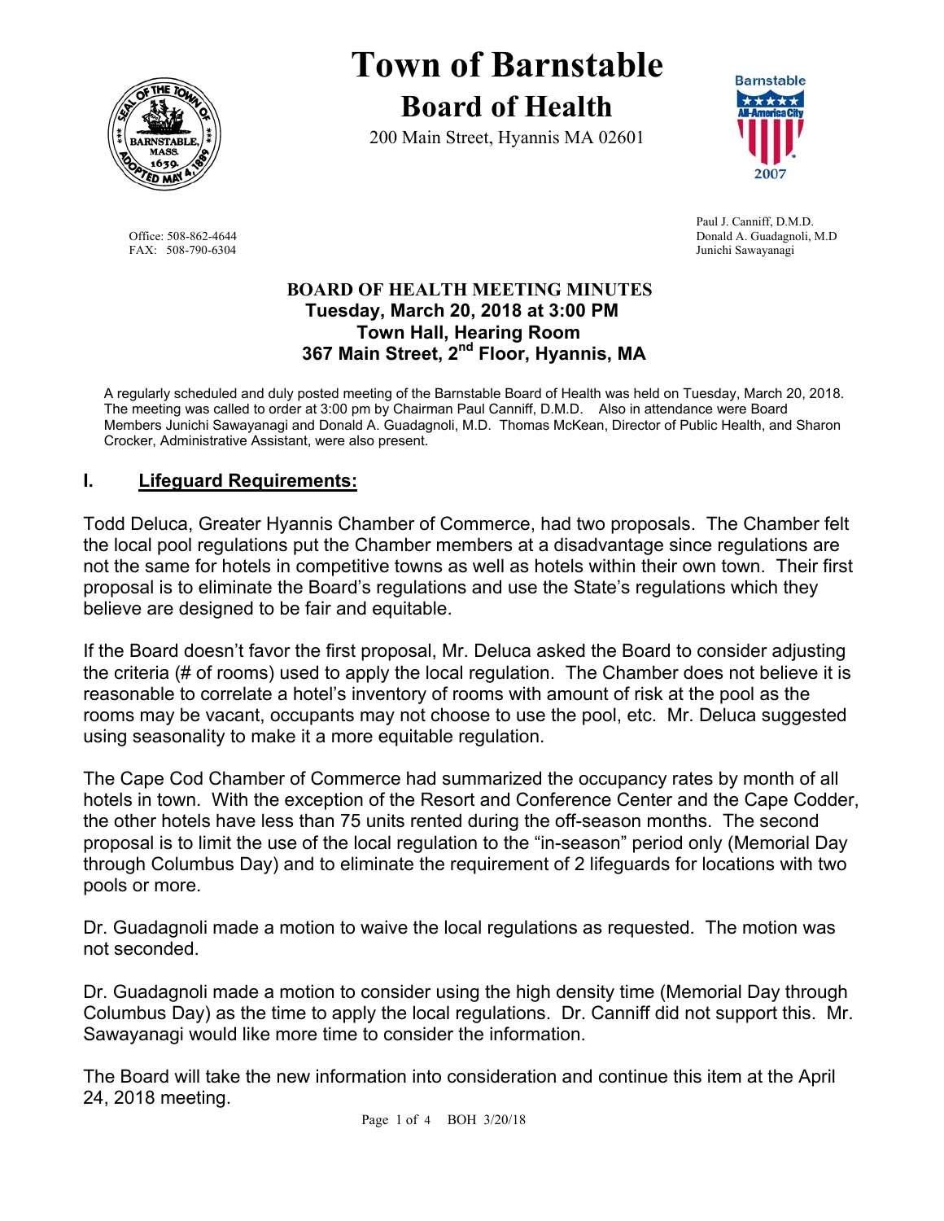# Town of Barnstable

## Board of Health

200 Main Street, Hyannis MA 02601

Office: 508-862-4644
FAX: 508-790-6304

Paul J. Canniff, D.M.D.
Donald A. Guadagnoli, M.D
Junichi Sawayanagi

**BOARD OF HEALTH MEETING MINUTES**
**Tuesday, March 20, 2018 at 3:00 PM**
**Town Hall, Hearing Room**
**367 Main Street, 2nd Floor, Hyannis, MA**

A regularly scheduled and duly posted meeting of the Barnstable Board of Health was held on Tuesday, March 20, 2018. The meeting was called to order at 3:00 pm by Chairman Paul Canniff, D.M.D. Also in attendance were Board Members Junichi Sawayanagi and Donald A. Guadagnoli, M.D. Thomas McKean, Director of Public Health, and Sharon Crocker, Administrative Assistant, were also present.

## I. Lifeguard Requirements:

Todd Deluca, Greater Hyannis Chamber of Commerce, had two proposals. The Chamber felt the local pool regulations put the Chamber members at a disadvantage since regulations are not the same for hotels in competitive towns as well as hotels within their own town. Their first proposal is to eliminate the Board's regulations and use the State's regulations which they believe are designed to be fair and equitable.

If the Board doesn't favor the first proposal, Mr. Deluca asked the Board to consider adjusting the criteria (# of rooms) used to apply the local regulation. The Chamber does not believe it is reasonable to correlate a hotel's inventory of rooms with amount of risk at the pool as the rooms may be vacant, occupants may not choose to use the pool, etc. Mr. Deluca suggested using seasonality to make it a more equitable regulation.

The Cape Cod Chamber of Commerce had summarized the occupancy rates by month of all hotels in town. With the exception of the Resort and Conference Center and the Cape Codder, the other hotels have less than 75 units rented during the off-season months. The second proposal is to limit the use of the local regulation to the "in-season" period only (Memorial Day through Columbus Day) and to eliminate the requirement of 2 lifeguards for locations with two pools or more.

Dr. Guadagnoli made a motion to waive the local regulations as requested. The motion was not seconded.

Dr. Guadagnoli made a motion to consider using the high density time (Memorial Day through Columbus Day) as the time to apply the local regulations. Dr. Canniff did not support this. Mr. Sawayanagi would like more time to consider the information.

The Board will take the new information into consideration and continue this item at the April 24, 2018 meeting.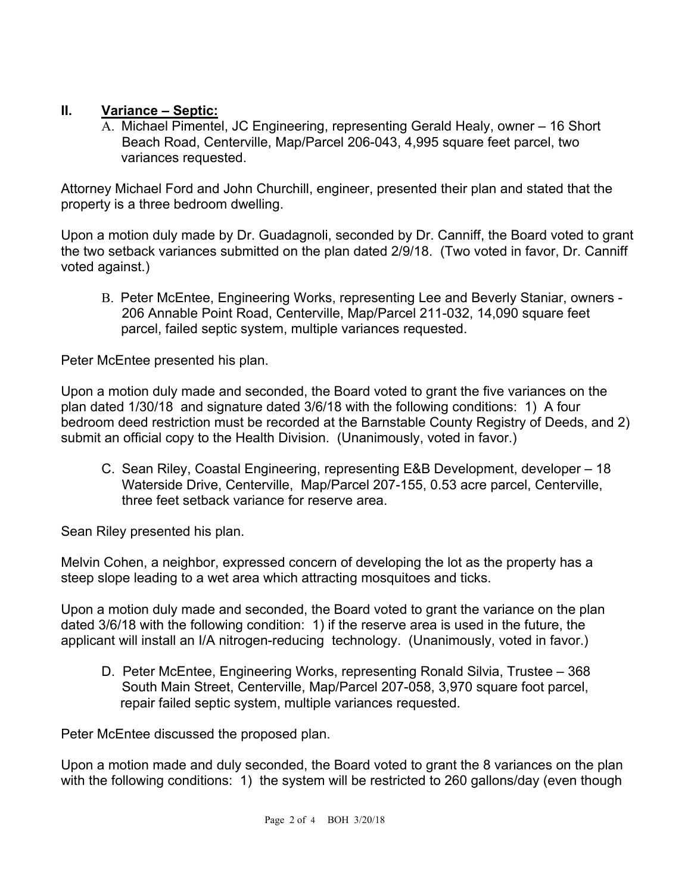## II. Variance – Septic:

A. Michael Pimentel, JC Engineering, representing Gerald Healy, owner – 16 Short Beach Road, Centerville, Map/Parcel 206-043, 4,995 square feet parcel, two variances requested.

Attorney Michael Ford and John Churchill, engineer, presented their plan and stated that the property is a three bedroom dwelling.

Upon a motion duly made by Dr. Guadagnoli, seconded by Dr. Canniff, the Board voted to grant the two setback variances submitted on the plan dated 2/9/18. (Two voted in favor, Dr. Canniff voted against.)

B. Peter McEntee, Engineering Works, representing Lee and Beverly Staniar, owners - 206 Annable Point Road, Centerville, Map/Parcel 211-032, 14,090 square feet parcel, failed septic system, multiple variances requested.

Peter McEntee presented his plan.

Upon a motion duly made and seconded, the Board voted to grant the five variances on the plan dated 1/30/18 and signature dated 3/6/18 with the following conditions: 1) A four bedroom deed restriction must be recorded at the Barnstable County Registry of Deeds, and 2) submit an official copy to the Health Division. (Unanimously, voted in favor.)

C. Sean Riley, Coastal Engineering, representing E&B Development, developer – 18 Waterside Drive, Centerville, Map/Parcel 207-155, 0.53 acre parcel, Centerville, three feet setback variance for reserve area.

Sean Riley presented his plan.

Melvin Cohen, a neighbor, expressed concern of developing the lot as the property has a steep slope leading to a wet area which attracting mosquitoes and ticks.

Upon a motion duly made and seconded, the Board voted to grant the variance on the plan dated 3/6/18 with the following condition: 1) if the reserve area is used in the future, the applicant will install an I/A nitrogen-reducing technology. (Unanimously, voted in favor.)

D. Peter McEntee, Engineering Works, representing Ronald Silvia, Trustee – 368 South Main Street, Centerville, Map/Parcel 207-058, 3,970 square foot parcel, repair failed septic system, multiple variances requested.

Peter McEntee discussed the proposed plan.

Upon a motion made and duly seconded, the Board voted to grant the 8 variances on the plan with the following conditions: 1) the system will be restricted to 260 gallons/day (even though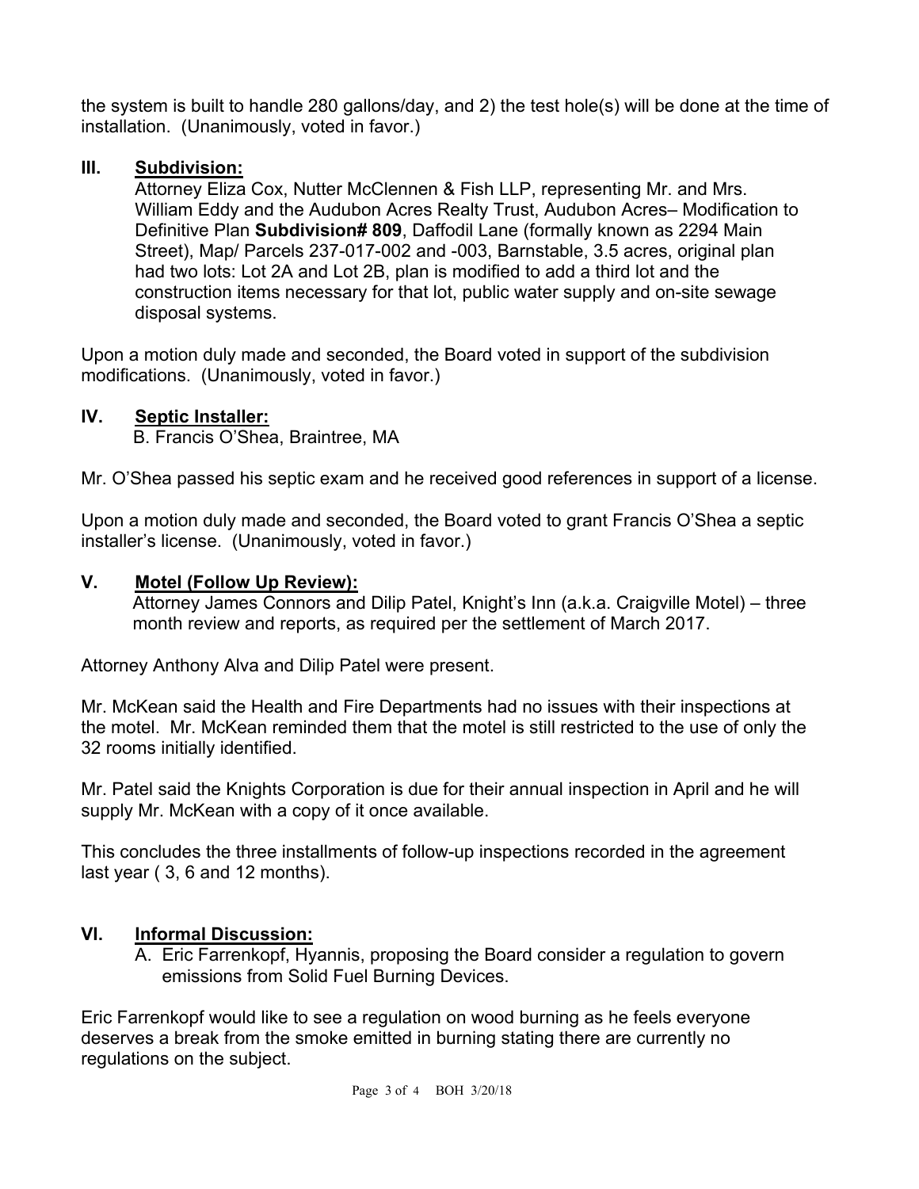the system is built to handle 280 gallons/day, and 2) the test hole(s) will be done at the time of installation. (Unanimously, voted in favor.)

## III. **Subdivision:**

Attorney Eliza Cox, Nutter McClennen & Fish LLP, representing Mr. and Mrs. William Eddy and the Audubon Acres Realty Trust, Audubon Acres– Modification to Definitive Plan **Subdivision# 809**, Daffodil Lane (formally known as 2294 Main Street), Map/ Parcels 237-017-002 and -003, Barnstable, 3.5 acres, original plan had two lots: Lot 2A and Lot 2B, plan is modified to add a third lot and the construction items necessary for that lot, public water supply and on-site sewage disposal systems.

Upon a motion duly made and seconded, the Board voted in support of the subdivision modifications. (Unanimously, voted in favor.)

## IV. **Septic Installer:**

B. Francis O'Shea, Braintree, MA

Mr. O'Shea passed his septic exam and he received good references in support of a license.

Upon a motion duly made and seconded, the Board voted to grant Francis O'Shea a septic installer's license. (Unanimously, voted in favor.)

## V. **Motel (Follow Up Review):**

Attorney James Connors and Dilip Patel, Knight's Inn (a.k.a. Craigville Motel) – three month review and reports, as required per the settlement of March 2017.

Attorney Anthony Alva and Dilip Patel were present.

Mr. McKean said the Health and Fire Departments had no issues with their inspections at the motel. Mr. McKean reminded them that the motel is still restricted to the use of only the 32 rooms initially identified.

Mr. Patel said the Knights Corporation is due for their annual inspection in April and he will supply Mr. McKean with a copy of it once available.

This concludes the three installments of follow-up inspections recorded in the agreement last year ( 3, 6 and 12 months).

## VI. **Informal Discussion:**

A. Eric Farrenkopf, Hyannis, proposing the Board consider a regulation to govern emissions from Solid Fuel Burning Devices.

Eric Farrenkopf would like to see a regulation on wood burning as he feels everyone deserves a break from the smoke emitted in burning stating there are currently no regulations on the subject.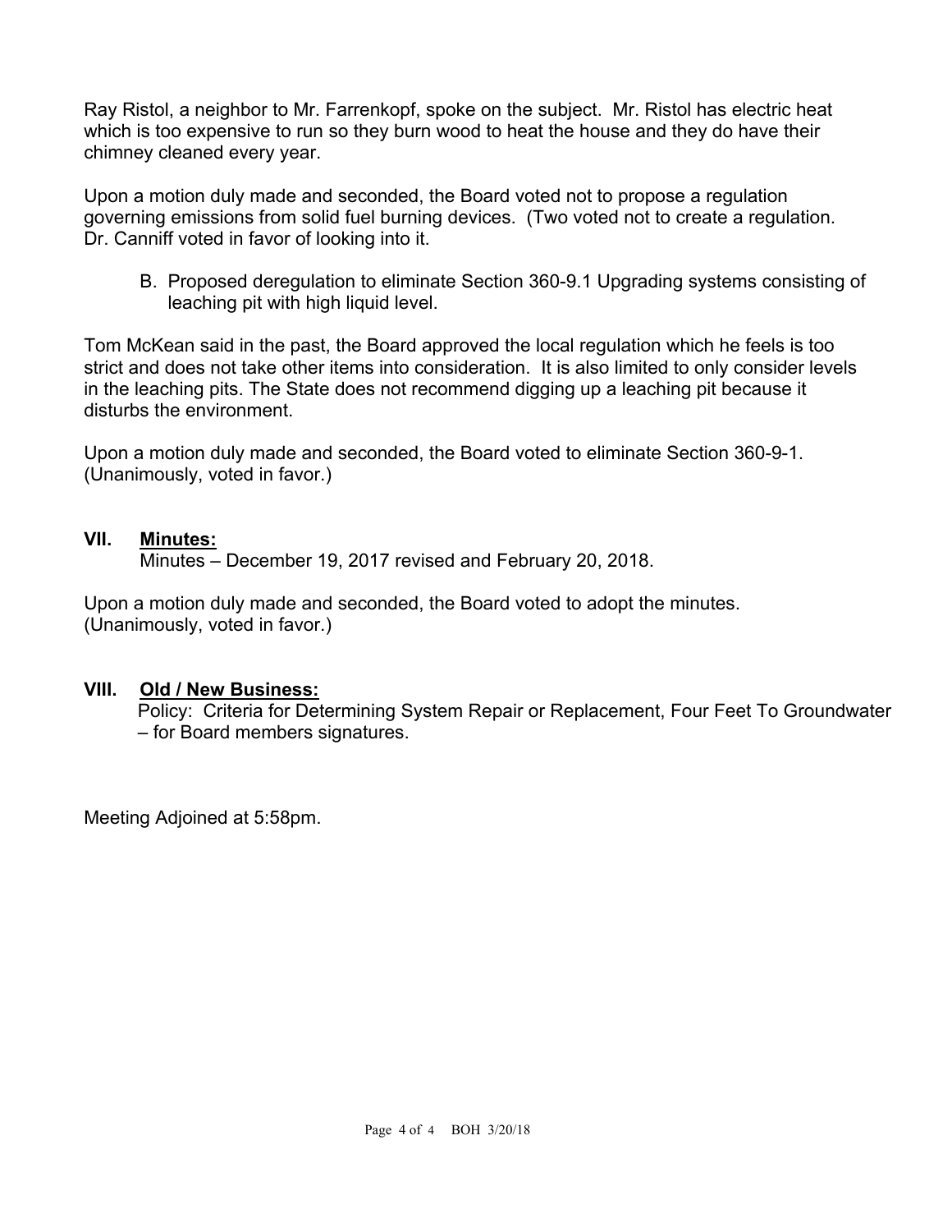Ray Ristol, a neighbor to Mr. Farrenkopf, spoke on the subject. Mr. Ristol has electric heat which is too expensive to run so they burn wood to heat the house and they do have their chimney cleaned every year.

Upon a motion duly made and seconded, the Board voted not to propose a regulation governing emissions from solid fuel burning devices. (Two voted not to create a regulation. Dr. Canniff voted in favor of looking into it.

B. Proposed deregulation to eliminate Section 360-9.1 Upgrading systems consisting of leaching pit with high liquid level.

Tom McKean said in the past, the Board approved the local regulation which he feels is too strict and does not take other items into consideration. It is also limited to only consider levels in the leaching pits. The State does not recommend digging up a leaching pit because it disturbs the environment.

Upon a motion duly made and seconded, the Board voted to eliminate Section 360-9-1. (Unanimously, voted in favor.)

## VII. <u>Minutes:</u>

Minutes – December 19, 2017 revised and February 20, 2018.

Upon a motion duly made and seconded, the Board voted to adopt the minutes. (Unanimously, voted in favor.)

## VIII. <u>Old / New Business:</u>

Policy: Criteria for Determining System Repair or Replacement, Four Feet To Groundwater – for Board members signatures.

Meeting Adjoined at 5:58pm.